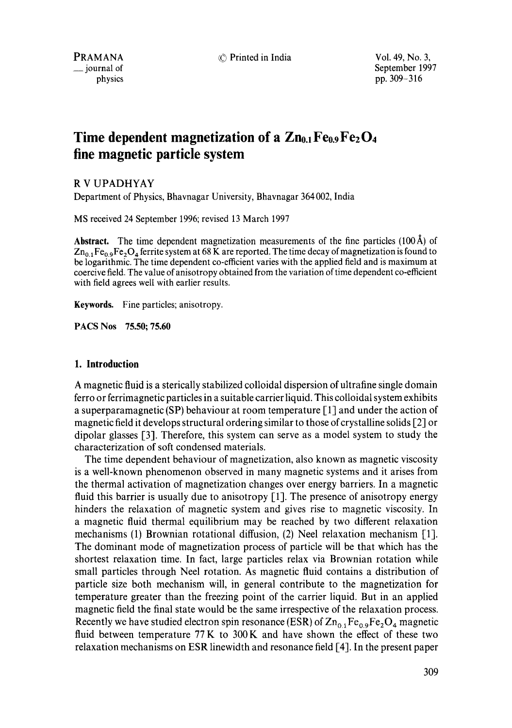# Time dependent magnetization of a $Zn_{0.1}Fe_{0.9}Fe_2O_4$ fine magnetic particle system

R V UPADHYAY

Department of Physics, Bhavnagar University, Bhavnagar 364 002, India

MS received 24 September 1996; revised 13 March 1997

**Abstract.** The time dependent magnetization measurements of the fine particles (100 Å) of $Zn_{0.1}Fe_{0.9}Fe_2O_4$ ferrite system at 68 K are reported. The time decay of magnetization is found to be logarithmic. The time dependent co-efficient varies with the applied field and is maximum at coercive field. The value of anisotropy obtained from the variation of time dependent co-efficient with field agrees well with earlier results.

**Keywords.** Fine particles; anisotropy.

**PACS Nos** 75.50; 75.60

## 1. Introduction

A magnetic fluid is a sterically stabilized colloidal dispersion of ultrafine single domain ferro or ferrimagnetic particles in a suitable carrier liquid. This colloidal system exhibits a superparamagnetic (SP) behaviour at room temperature [1] and under the action of magnetic field it develops structural ordering similar to those of crystalline solids [2] or dipolar glasses [3]. Therefore, this system can serve as a model system to study the characterization of soft condensed materials.

The time dependent behaviour of magnetization, also known as magnetic viscosity is a well-known phenomenon observed in many magnetic systems and it arises from the thermal activation of magnetization changes over energy barriers. In a magnetic fluid this barrier is usually due to anisotropy [1]. The presence of anisotropy energy hinders the relaxation of magnetic system and gives rise to magnetic viscosity. In a magnetic fluid thermal equilibrium may be reached by two different relaxation mechanisms (1) Brownian rotational diffusion, (2) Neel relaxation mechanism [1]. The dominant mode of magnetization process of particle will be that which has the shortest relaxation time. In fact, large particles relax via Brownian rotation while small particles through Neel rotation. As magnetic fluid contains a distribution of particle size both mechanism will, in general contribute to the magnetization for temperature greater than the freezing point of the carrier liquid. But in an applied magnetic field the final state would be the same irrespective of the relaxation process. Recently we have studied electron spin resonance (ESR) of $Zn_{0.1}Fe_{0.9}Fe_2O_4$ magnetic fluid between temperature 77 K to 300 K and have shown the effect of these two relaxation mechanisms on ESR linewidth and resonance field [4]. In the present paper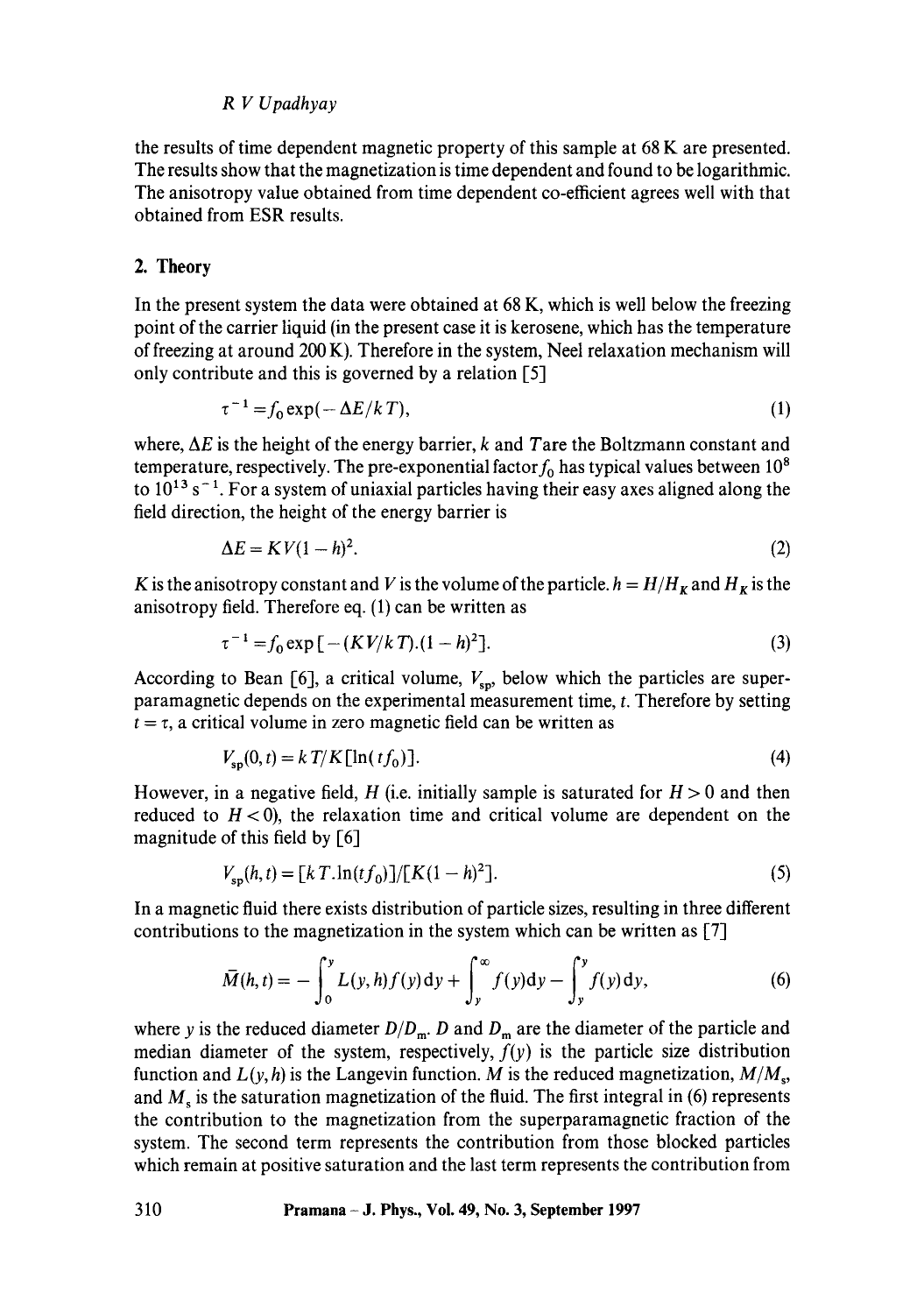the results of time dependent magnetic property of this sample at 68 K are presented. The results show that the magnetization is time dependent and found to be logarithmic. The anisotropy value obtained from time dependent co-efficient agrees well with that obtained from ESR results.

## 2. Theory

In the present system the data were obtained at 68 K, which is well below the freezing point of the carrier liquid (in the present case it is kerosene, which has the temperature of freezing at around 200 K). Therefore in the system, Neel relaxation mechanism will only contribute and this is governed by a relation [5]

$$\tau^{-1} = f_0 \exp(-\Delta E/kT), \tag{1}$$

where, $\Delta E$ is the height of the energy barrier, $k$ and $T$ are the Boltzmann constant and temperature, respectively. The pre-exponential factor $f_0$ has typical values between $10^8$ to $10^{13}\,\mathrm{s}^{-1}$. For a system of uniaxial particles having their easy axes aligned along the field direction, the height of the energy barrier is

$$\Delta E = KV(1-h)^2. \tag{2}$$

$K$ is the anisotropy constant and $V$ is the volume of the particle. $h = H/H_K$ and $H_K$ is the anisotropy field. Therefore eq. (1) can be written as

$$\tau^{-1} = f_0 \exp[-(KV/kT).(1-h)^2]. \tag{3}$$

According to Bean [6], a critical volume, $V_{sp}$, below which the particles are superparamagnetic depends on the experimental measurement time, $t$. Therefore by setting $t = \tau$, a critical volume in zero magnetic field can be written as

$$V_{sp}(0,t) = kT/K[\ln(tf_0)]. \tag{4}$$

However, in a negative field, $H$ (i.e. initially sample is saturated for $H > 0$ and then reduced to $H < 0$), the relaxation time and critical volume are dependent on the magnitude of this field by [6]

$$V_{sp}(h,t) = [kT.\ln(tf_0)]/[K(1-h)^2]. \tag{5}$$

In a magnetic fluid there exists distribution of particle sizes, resulting in three different contributions to the magnetization in the system which can be written as [7]

$$\bar{M}(h,t) = -\int_0^y L(y,h) f(y)\,\mathrm{d}y + \int_y^\infty f(y)\mathrm{d}y - \int_y^y f(y)\,\mathrm{d}y, \tag{6}$$

where $y$ is the reduced diameter $D/D_m$. $D$ and $D_m$ are the diameter of the particle and median diameter of the system, respectively, $f(y)$ is the particle size distribution function and $L(y,h)$ is the Langevin function. $M$ is the reduced magnetization, $M/M_s$, and $M_s$ is the saturation magnetization of the fluid. The first integral in (6) represents the contribution to the magnetization from the superparamagnetic fraction of the system. The second term represents the contribution from those blocked particles which remain at positive saturation and the last term represents the contribution from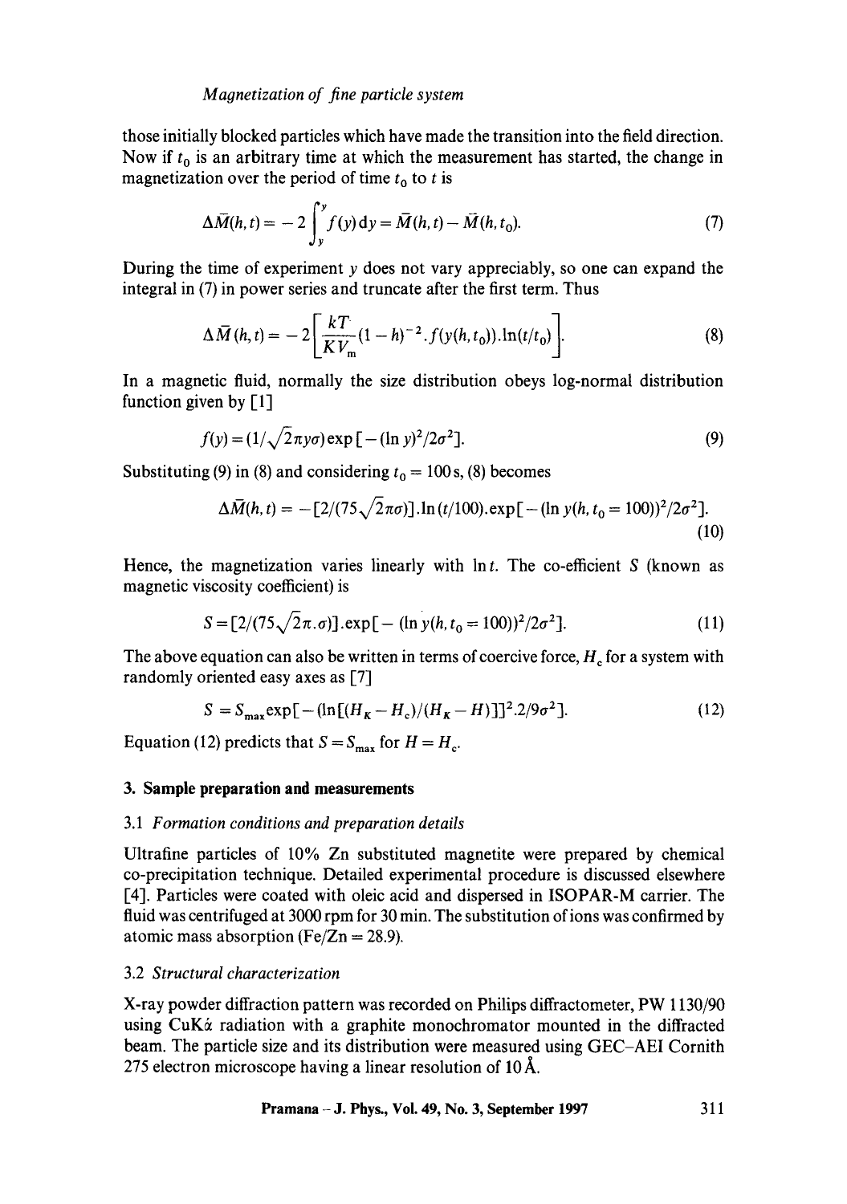those initially blocked particles which have made the transition into the field direction. Now if $t_0$ is an arbitrary time at which the measurement has started, the change in magnetization over the period of time $t_0$ to $t$ is

$$\Delta \bar{M}(h,t) = -2\int_{y}^{y} f(y)\,\mathrm{d}y = \bar{M}(h,t) - \bar{M}(h,t_0). \tag{7}$$

During the time of experiment $y$ does not vary appreciably, so one can expand the integral in (7) in power series and truncate after the first term. Thus

$$\Delta \bar{M}(h,t) = -2\left[\frac{kT}{KV_m}(1-h)^{-2}.f(y(h,t_0)).\ln(t/t_0)\right]. \tag{8}$$

In a magnetic fluid, normally the size distribution obeys log-normal distribution function given by [1]

$$f(y) = (1/\sqrt{2}\pi y\sigma)\exp[-(\ln y)^2/2\sigma^2]. \tag{9}$$

Substituting (9) in (8) and considering $t_0 = 100\,\mathrm{s}$, (8) becomes

$$\Delta\bar{M}(h,t) = -[2/(75\sqrt{2}\pi\sigma)].\ln(t/100).\exp[-(\ln y(h,t_0=100))^2/2\sigma^2]. \tag{10}$$

Hence, the magnetization varies linearly with $\ln t$. The co-efficient $S$ (known as magnetic viscosity coefficient) is

$$S = [2/(75\sqrt{2}\pi.\sigma)].\exp[-(\ln y(h,t_0=100))^2/2\sigma^2]. \tag{11}$$

The above equation can also be written in terms of coercive force, $H_c$ for a system with randomly oriented easy axes as [7]

$$S = S_{max}\exp[-(\ln[(H_K - H_c)/(H_K - H)]]^2.2/9\sigma^2]. \tag{12}$$

Equation (12) predicts that $S = S_{max}$ for $H = H_c$.

## 3. Sample preparation and measurements

### 3.1 *Formation conditions and preparation details*

Ultrafine particles of 10% Zn substituted magnetite were prepared by chemical co-precipitation technique. Detailed experimental procedure is discussed elsewhere [4]. Particles were coated with oleic acid and dispersed in ISOPAR-M carrier. The fluid was centrifuged at 3000 rpm for 30 min. The substitution of ions was confirmed by atomic mass absorption (Fe/Zn = 28.9).

### 3.2 *Structural characterization*

X-ray powder diffraction pattern was recorded on Philips diffractometer, PW 1130/90 using CuK$\bar{\alpha}$ radiation with a graphite monochromator mounted in the diffracted beam. The particle size and its distribution were measured using GEC–AEI Cornith 275 electron microscope having a linear resolution of 10 Å.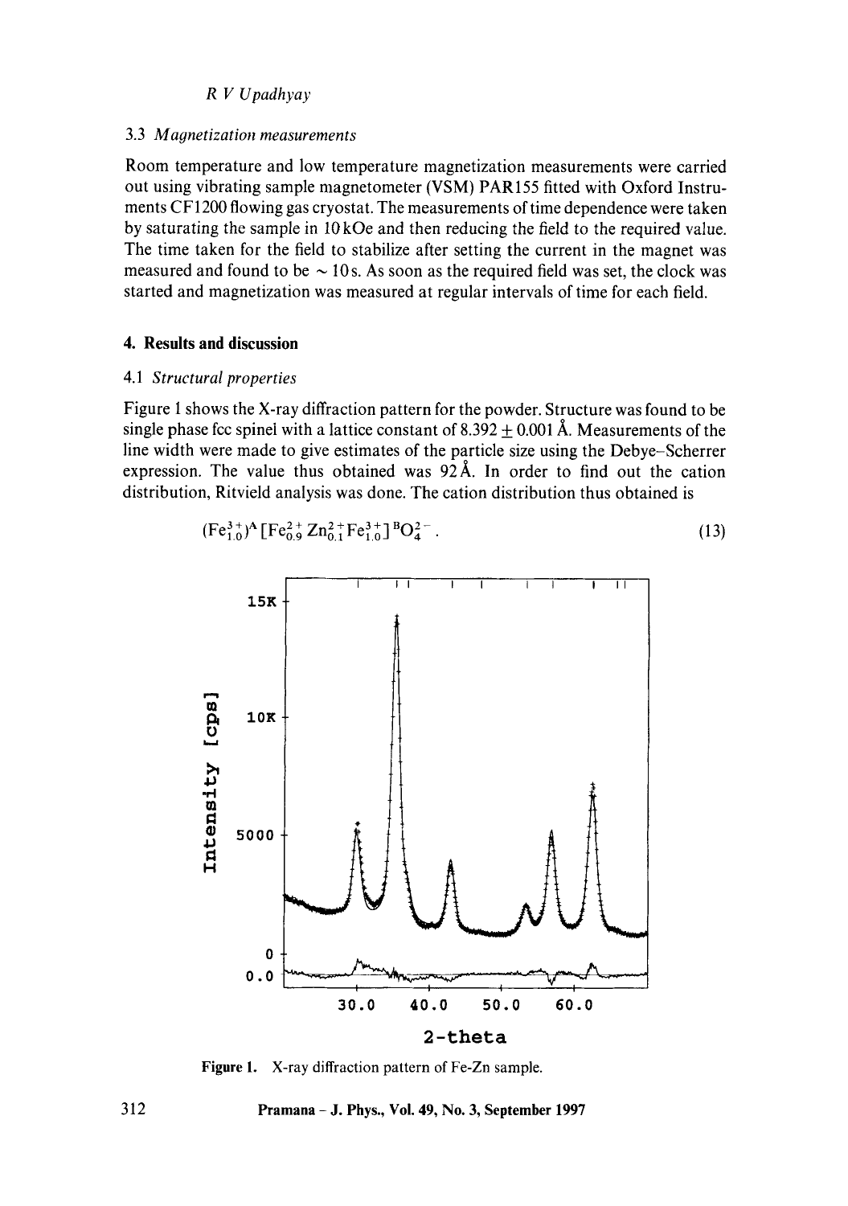### 3.3 *Magnetization measurements*

Room temperature and low temperature magnetization measurements were carried out using vibrating sample magnetometer (VSM) PAR155 fitted with Oxford Instruments CF1200 flowing gas cryostat. The measurements of time dependence were taken by saturating the sample in 10 kOe and then reducing the field to the required value. The time taken for the field to stabilize after setting the current in the magnet was measured and found to be $\sim 10$ s. As soon as the required field was set, the clock was started and magnetization was measured at regular intervals of time for each field.

## 4. Results and discussion

### 4.1 *Structural properties*

Figure 1 shows the X-ray diffraction pattern for the powder. Structure was found to be single phase fcc spinel with a lattice constant of $8.392 \pm 0.001$ Å. Measurements of the line width were made to give estimates of the particle size using the Debye–Scherrer expression. The value thus obtained was 92 Å. In order to find out the cation distribution, Ritvield analysis was done. The cation distribution thus obtained is

$$(Fe^{3+}_{1.0})^{A}[Fe^{2+}_{0.9}Zn^{2+}_{0.1}Fe^{3+}_{1.0}]^{B}O^{2-}_{4}. \tag{13}$$

Figure 1. X-ray diffraction pattern of Fe-Zn sample.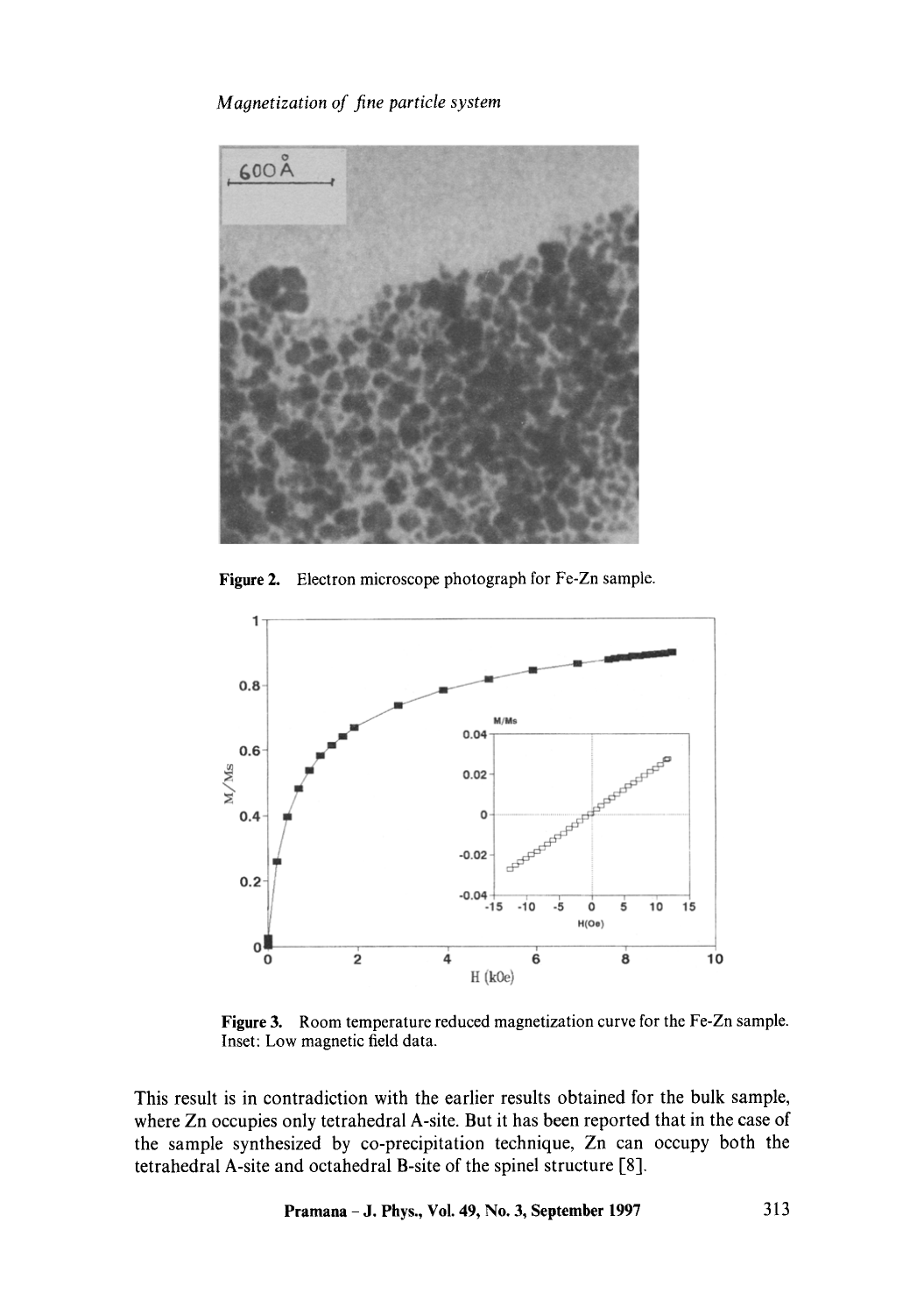Figure 2. Electron microscope photograph for Fe-Zn sample.

Figure 3. Room temperature reduced magnetization curve for the Fe-Zn sample. Inset: Low magnetic field data.

This result is in contradiction with the earlier results obtained for the bulk sample, where Zn occupies only tetrahedral A-site. But it has been reported that in the case of the sample synthesized by co-precipitation technique, Zn can occupy both the tetrahedral A-site and octahedral B-site of the spinel structure [8].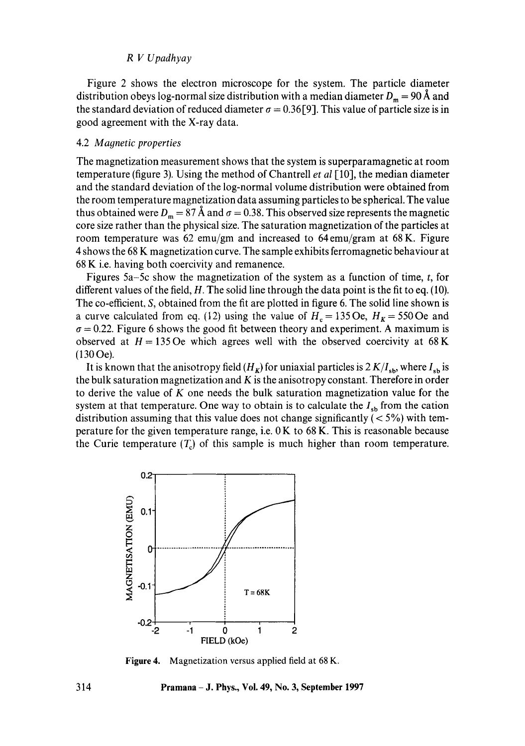Figure 2 shows the electron microscope for the system. The particle diameter distribution obeys log-normal size distribution with a median diameter $D_m = 90$ Å and the standard deviation of reduced diameter $\sigma = 0.36$[9]. This value of particle size is in good agreement with the X-ray data.

### 4.2 *Magnetic properties*

The magnetization measurement shows that the system is superparamagnetic at room temperature (figure 3). Using the method of Chantrell *et al* [10], the median diameter and the standard deviation of the log-normal volume distribution were obtained from the room temperature magnetization data assuming particles to be spherical. The value thus obtained were $D_m = 87$ Å and $\sigma = 0.38$. This observed size represents the magnetic core size rather than the physical size. The saturation magnetization of the particles at room temperature was 62 emu/gm and increased to 64 emu/gram at 68 K. Figure 4 shows the 68 K magnetization curve. The sample exhibits ferromagnetic behaviour at 68 K i.e. having both coercivity and remanence.

Figures 5a–5c show the magnetization of the system as a function of time, $t$, for different values of the field, $H$. The solid line through the data point is the fit to eq. (10). The co-efficient, $S$, obtained from the fit are plotted in figure 6. The solid line shown is a curve calculated from eq. (12) using the value of $H_c = 135$ Oe, $H_K = 550$ Oe and $\sigma = 0.22$. Figure 6 shows the good fit between theory and experiment. A maximum is observed at $H = 135$ Oe which agrees well with the observed coercivity at 68 K (130 Oe).

It is known that the anisotropy field ($H_K$) for uniaxial particles is $2\,K/I_{sb}$, where $I_{sb}$ is the bulk saturation magnetization and $K$ is the anisotropy constant. Therefore in order to derive the value of $K$ one needs the bulk saturation magnetization value for the system at that temperature. One way to obtain is to calculate the $I_{sb}$ from the cation distribution assuming that this value does not change significantly ($< 5\%$) with temperature for the given temperature range, i.e. 0 K to 68 K. This is reasonable because the Curie temperature ($T_c$) of this sample is much higher than room temperature.

**Figure 4.** Magnetization versus applied field at 68 K.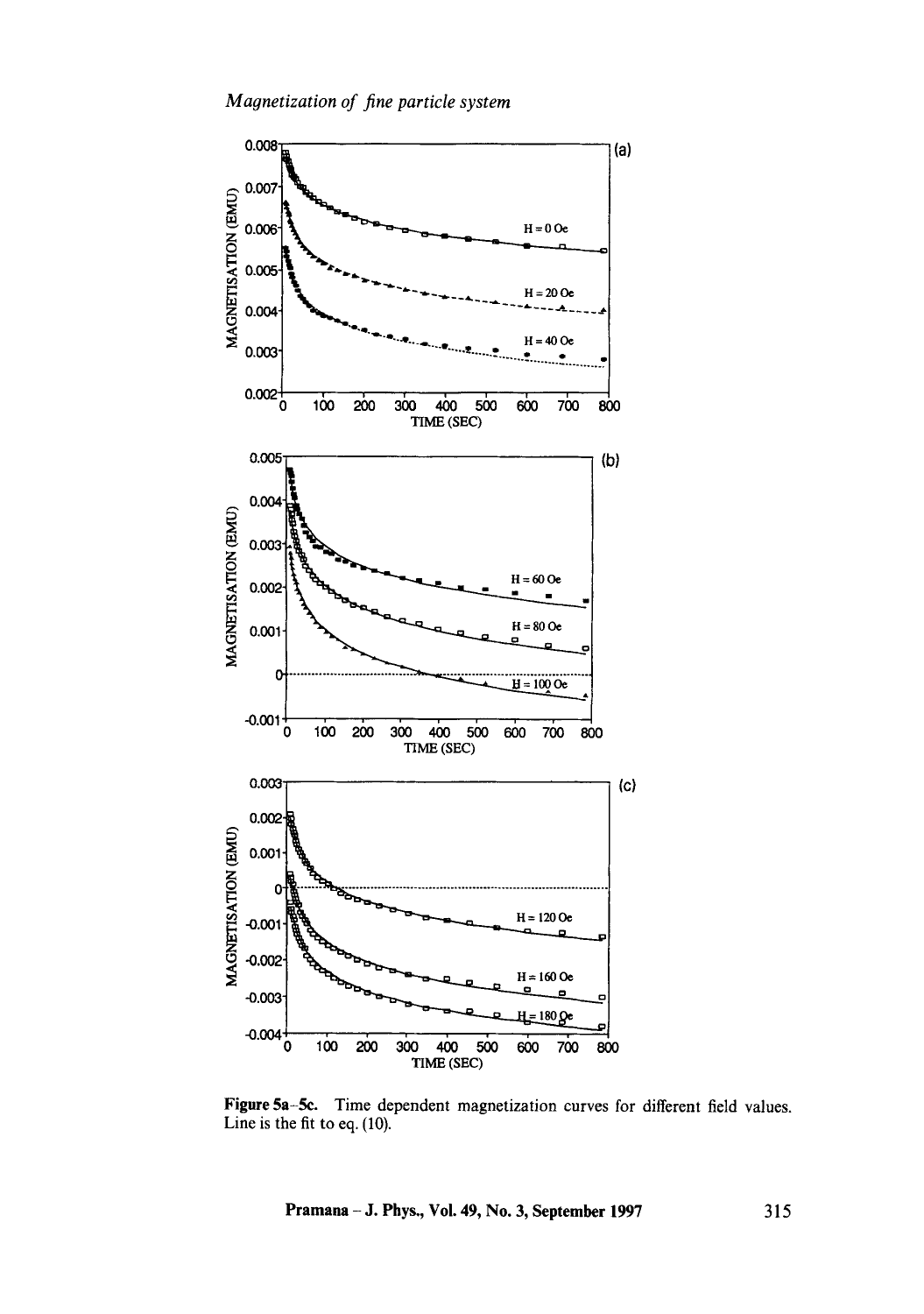**Figure 5a–5c.** Time dependent magnetization curves for different field values. Line is the fit to eq. (10).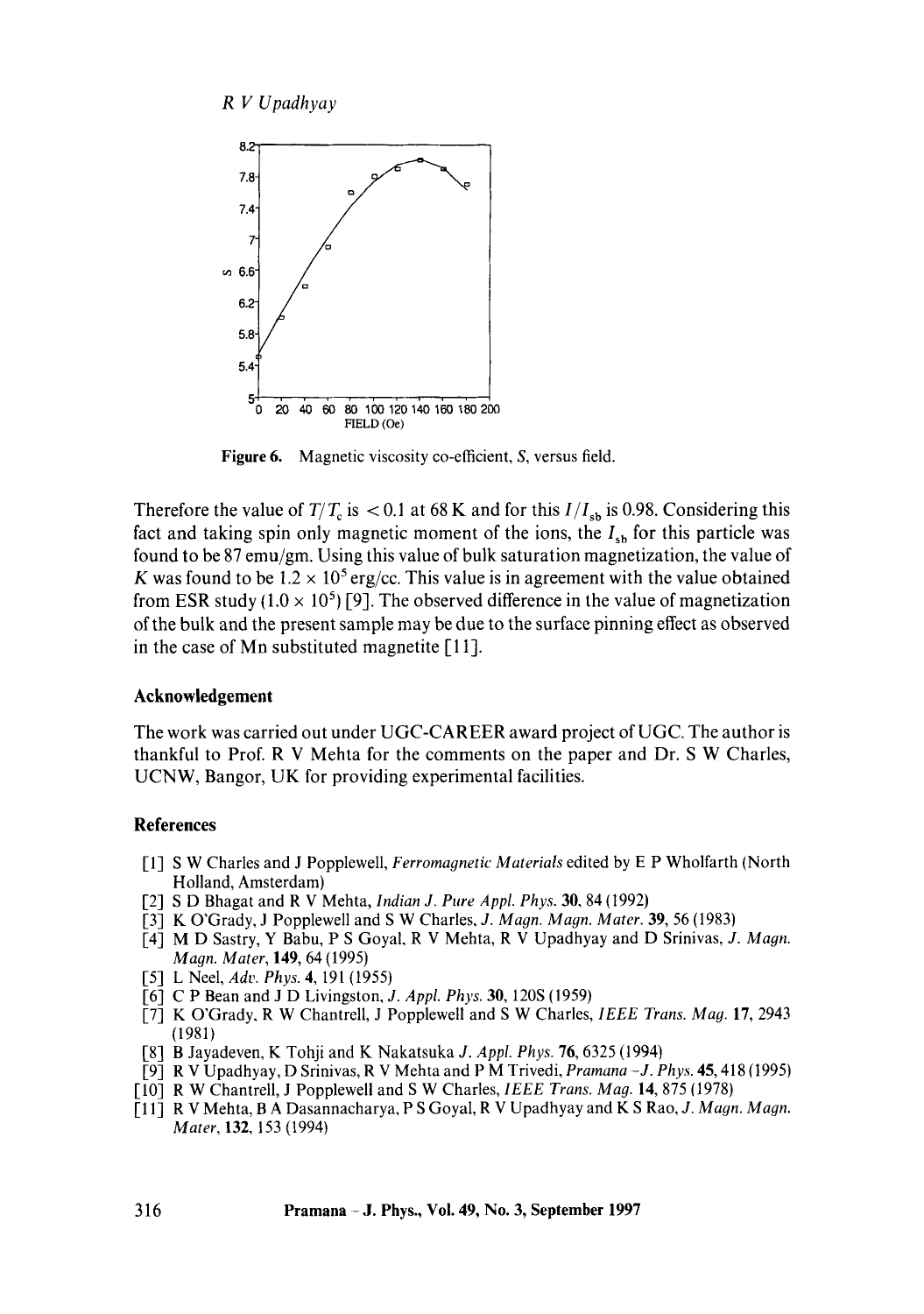8.2
7.8
7.4
7
S 6.6
6.2
5.8
5.4
5
0 20 40 60 80 100 120 140 160 180 200
FIELD (Oe)

**Figure 6.** Magnetic viscosity co-efficient, $S$, versus field.

Therefore the value of $T/T_c$ is $< 0.1$ at 68 K and for this $I/I_{sb}$ is 0.98. Considering this fact and taking spin only magnetic moment of the ions, the $I_{sb}$ for this particle was found to be 87 emu/gm. Using this value of bulk saturation magnetization, the value of $K$ was found to be $1.2 \times 10^5$ erg/cc. This value is in agreement with the value obtained from ESR study ($1.0 \times 10^5$) [9]. The observed difference in the value of magnetization of the bulk and the present sample may be due to the surface pinning effect as observed in the case of Mn substituted magnetite [11].

## Acknowledgement

The work was carried out under UGC-CAREER award project of UGC. The author is thankful to Prof. R V Mehta for the comments on the paper and Dr. S W Charles, UCNW, Bangor, UK for providing experimental facilities.

## References

[1] S W Charles and J Popplewell, *Ferromagnetic Materials* edited by E P Wholfarth (North Holland, Amsterdam)

[2] S D Bhagat and R V Mehta, *Indian J. Pure Appl. Phys.* **30**, 84 (1992)

[3] K O'Grady, J Popplewell and S W Charles, *J. Magn. Magn. Mater.* **39**, 56 (1983)

[4] M D Sastry, Y Babu, P S Goyal, R V Mehta, R V Upadhyay and D Srinivas, *J. Magn. Magn. Mater*, **149**, 64 (1995)

[5] L Neel, *Adv. Phys.* **4**, 191 (1955)

[6] C P Bean and J D Livingston, *J. Appl. Phys.* **30**, 120S (1959)

[7] K O'Grady, R W Chantrell, J Popplewell and S W Charles, *IEEE Trans. Mag.* **17**, 2943 (1981)

[8] B Jayadeven, K Tohji and K Nakatsuka *J. Appl. Phys.* **76**, 6325 (1994)

[9] R V Upadhyay, D Srinivas, R V Mehta and P M Trivedi, *Pramana –J. Phys.* **45**, 418 (1995)

[10] R W Chantrell, J Popplewell and S W Charles, *IEEE Trans. Mag.* **14**, 875 (1978)

[11] R V Mehta, B A Dasannacharya, P S Goyal, R V Upadhyay and K S Rao, *J. Magn. Magn. Mater*, **132**, 153 (1994)